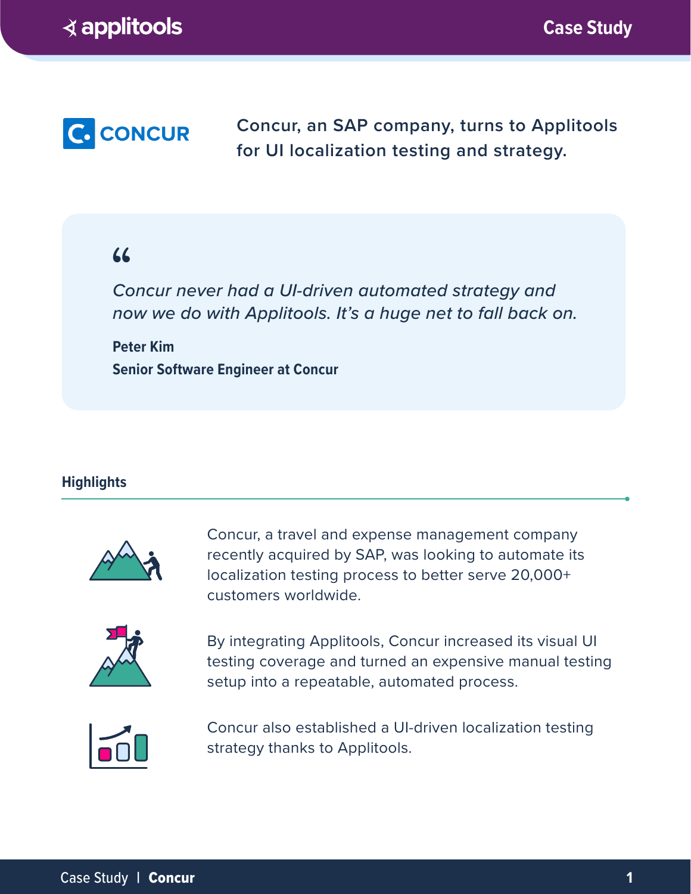# Concur, an SAP company, turns to Applitools for UI localization testing and strategy.

> *Concur never had a UI-driven automated strategy and now we do with Applitools. It's a huge net to fall back on.*
>
> **Peter Kim**
> **Senior Software Engineer at Concur**

## Highlights

Concur, a travel and expense management company recently acquired by SAP, was looking to automate its localization testing process to better serve 20,000+ customers worldwide.

By integrating Applitools, Concur increased its visual UI testing coverage and turned an expensive manual testing setup into a repeatable, automated process.

Concur also established a UI-driven localization testing strategy thanks to Applitools.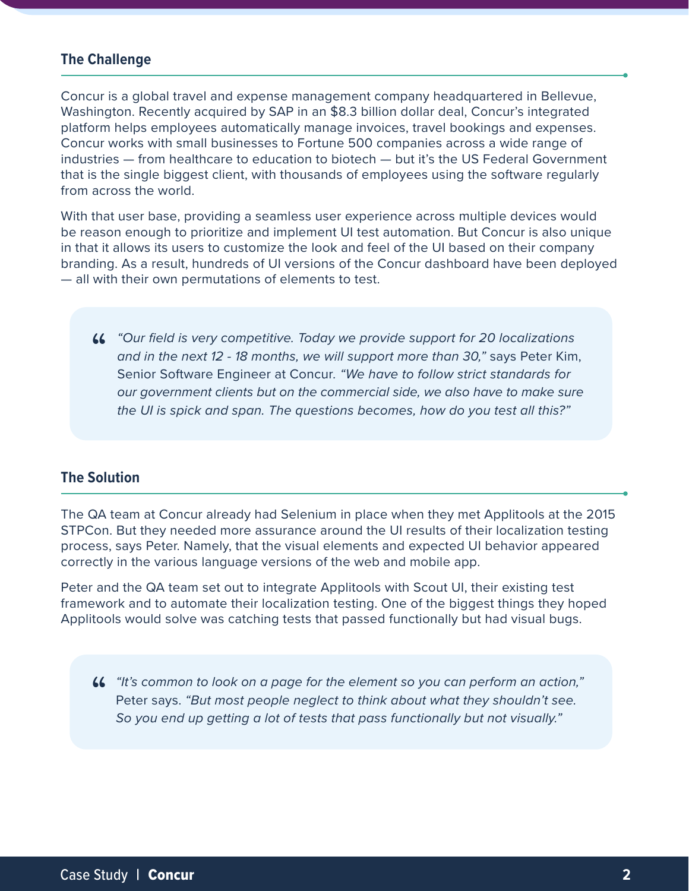## The Challenge

Concur is a global travel and expense management company headquartered in Bellevue, Washington. Recently acquired by SAP in an $8.3 billion dollar deal, Concur's integrated platform helps employees automatically manage invoices, travel bookings and expenses. Concur works with small businesses to Fortune 500 companies across a wide range of industries — from healthcare to education to biotech — but it's the US Federal Government that is the single biggest client, with thousands of employees using the software regularly from across the world.

With that user base, providing a seamless user experience across multiple devices would be reason enough to prioritize and implement UI test automation. But Concur is also unique in that it allows its users to customize the look and feel of the UI based on their company branding. As a result, hundreds of UI versions of the Concur dashboard have been deployed — all with their own permutations of elements to test.

> *"Our field is very competitive. Today we provide support for 20 localizations and in the next 12 - 18 months, we will support more than 30,"* says Peter Kim, Senior Software Engineer at Concur. *"We have to follow strict standards for our government clients but on the commercial side, we also have to make sure the UI is spick and span. The questions becomes, how do you test all this?"*

## The Solution

The QA team at Concur already had Selenium in place when they met Applitools at the 2015 STPCon. But they needed more assurance around the UI results of their localization testing process, says Peter. Namely, that the visual elements and expected UI behavior appeared correctly in the various language versions of the web and mobile app.

Peter and the QA team set out to integrate Applitools with Scout UI, their existing test framework and to automate their localization testing. One of the biggest things they hoped Applitools would solve was catching tests that passed functionally but had visual bugs.

> *"It's common to look on a page for the element so you can perform an action,"* Peter says. *"But most people neglect to think about what they shouldn't see. So you end up getting a lot of tests that pass functionally but not visually."*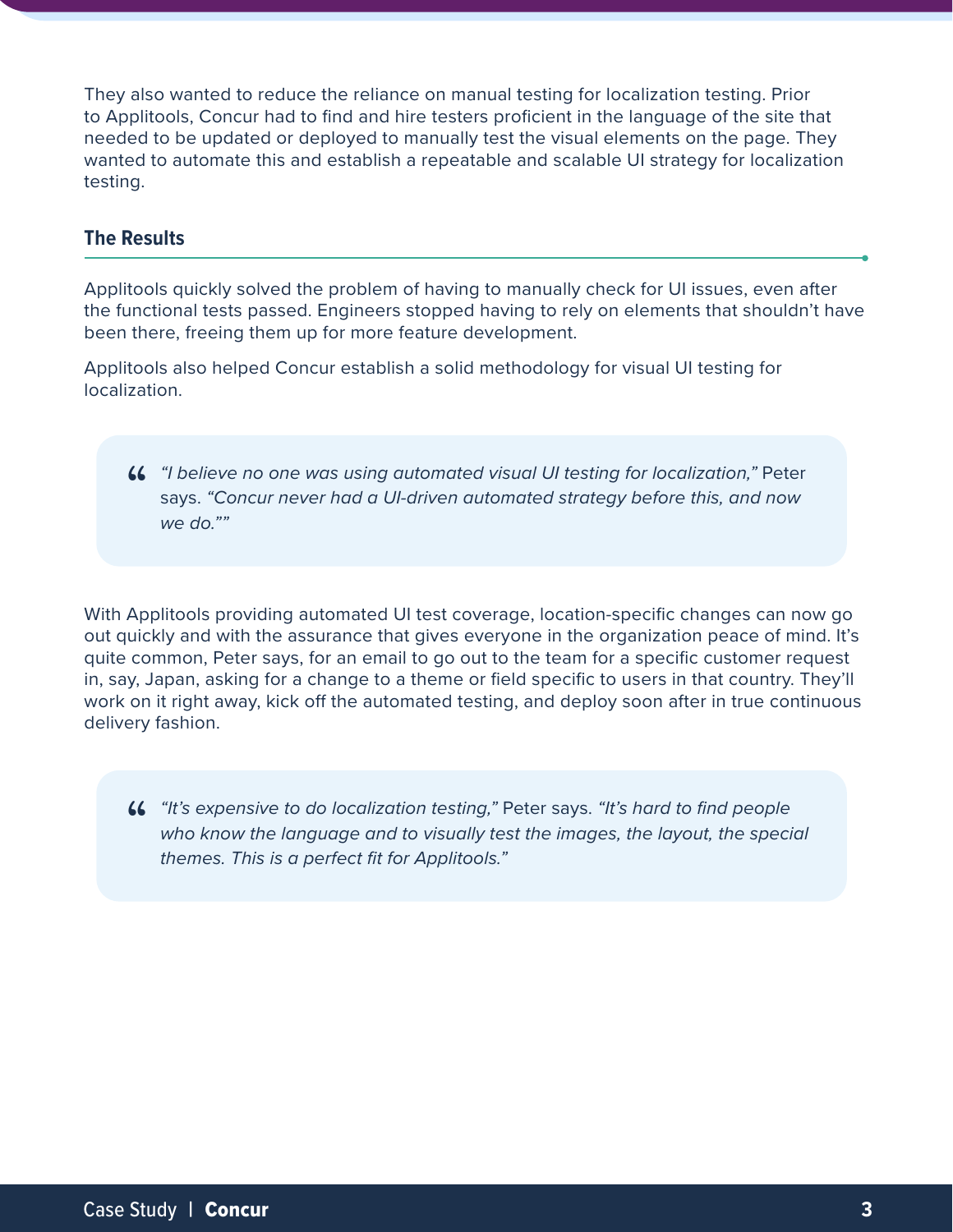They also wanted to reduce the reliance on manual testing for localization testing. Prior to Applitools, Concur had to find and hire testers proficient in the language of the site that needed to be updated or deployed to manually test the visual elements on the page. They wanted to automate this and establish a repeatable and scalable UI strategy for localization testing.

## The Results

Applitools quickly solved the problem of having to manually check for UI issues, even after the functional tests passed. Engineers stopped having to rely on elements that shouldn't have been there, freeing them up for more feature development.

Applitools also helped Concur establish a solid methodology for visual UI testing for localization.

> *"I believe no one was using automated visual UI testing for localization,"* Peter says. *"Concur never had a UI-driven automated strategy before this, and now we do.""*

With Applitools providing automated UI test coverage, location-specific changes can now go out quickly and with the assurance that gives everyone in the organization peace of mind. It's quite common, Peter says, for an email to go out to the team for a specific customer request in, say, Japan, asking for a change to a theme or field specific to users in that country. They'll work on it right away, kick off the automated testing, and deploy soon after in true continuous delivery fashion.

> *"It's expensive to do localization testing,"* Peter says. *"It's hard to find people who know the language and to visually test the images, the layout, the special themes. This is a perfect fit for Applitools."*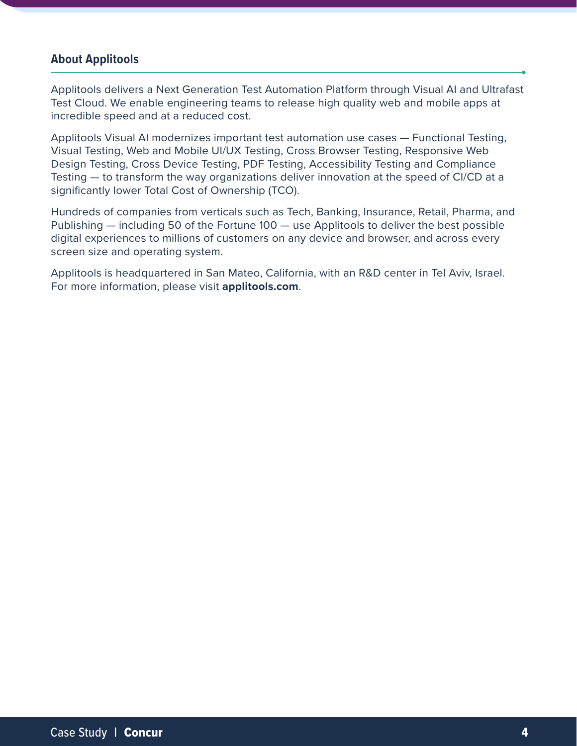## About Applitools

Applitools delivers a Next Generation Test Automation Platform through Visual AI and Ultrafast Test Cloud. We enable engineering teams to release high quality web and mobile apps at incredible speed and at a reduced cost.

Applitools Visual AI modernizes important test automation use cases — Functional Testing, Visual Testing, Web and Mobile UI/UX Testing, Cross Browser Testing, Responsive Web Design Testing, Cross Device Testing, PDF Testing, Accessibility Testing and Compliance Testing — to transform the way organizations deliver innovation at the speed of CI/CD at a significantly lower Total Cost of Ownership (TCO).

Hundreds of companies from verticals such as Tech, Banking, Insurance, Retail, Pharma, and Publishing — including 50 of the Fortune 100 — use Applitools to deliver the best possible digital experiences to millions of customers on any device and browser, and across every screen size and operating system.

Applitools is headquartered in San Mateo, California, with an R&D center in Tel Aviv, Israel. For more information, please visit **applitools.com**.